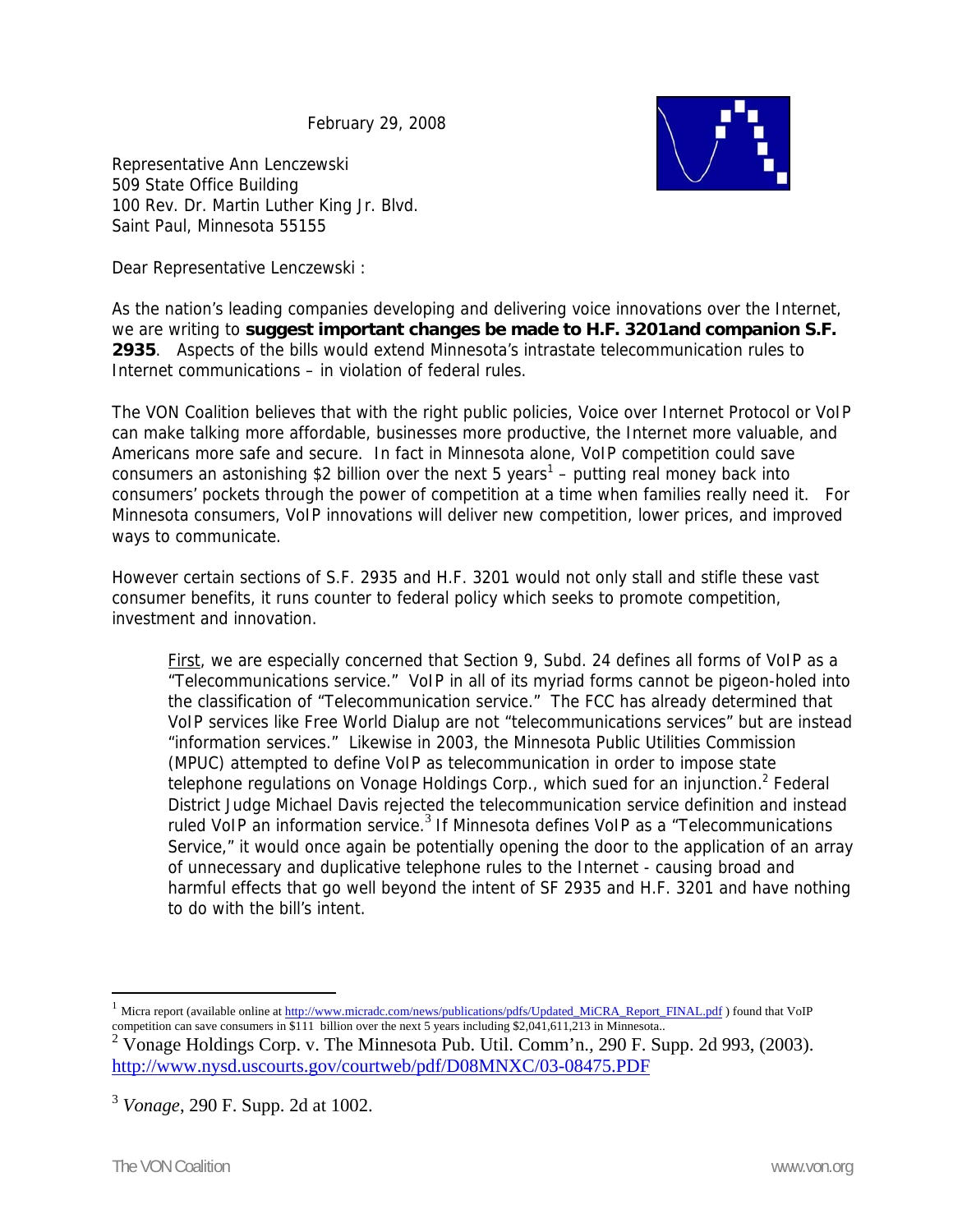February 29, 2008

Representative Ann Lenczewski
509 State Office Building
100 Rev. Dr. Martin Luther King Jr. Blvd.
Saint Paul, Minnesota 55155

Dear Representative Lenczewski :

As the nation's leading companies developing and delivering voice innovations over the Internet, we are writing to **suggest important changes be made to H.F. 3201and companion S.F. 2935**. Aspects of the bills would extend Minnesota's intrastate telecommunication rules to Internet communications – in violation of federal rules.

The VON Coalition believes that with the right public policies, Voice over Internet Protocol or VoIP can make talking more affordable, businesses more productive, the Internet more valuable, and Americans more safe and secure. In fact in Minnesota alone, VoIP competition could save consumers an astonishing $2 billion over the next 5 years[1] – putting real money back into consumers' pockets through the power of competition at a time when families really need it. For Minnesota consumers, VoIP innovations will deliver new competition, lower prices, and improved ways to communicate.

However certain sections of S.F. 2935 and H.F. 3201 would not only stall and stifle these vast consumer benefits, it runs counter to federal policy which seeks to promote competition, investment and innovation.

> First, we are especially concerned that Section 9, Subd. 24 defines all forms of VoIP as a "Telecommunications service." VoIP in all of its myriad forms cannot be pigeon-holed into the classification of "Telecommunication service." The FCC has already determined that VoIP services like Free World Dialup are not "telecommunications services" but are instead "information services." Likewise in 2003, the Minnesota Public Utilities Commission (MPUC) attempted to define VoIP as telecommunication in order to impose state telephone regulations on Vonage Holdings Corp., which sued for an injunction.[2] Federal District Judge Michael Davis rejected the telecommunication service definition and instead ruled VoIP an information service.[3] If Minnesota defines VoIP as a "Telecommunications Service," it would once again be potentially opening the door to the application of an array of unnecessary and duplicative telephone rules to the Internet - causing broad and harmful effects that go well beyond the intent of SF 2935 and H.F. 3201 and have nothing to do with the bill's intent.

---

[1] Micra report (available online at http://www.micradc.com/news/publications/pdfs/Updated_MiCRA_Report_FINAL.pdf ) found that VoIP competition can save consumers in $111 billion over the next 5 years including $2,041,611,213 in Minnesota..

[2] Vonage Holdings Corp. v. The Minnesota Pub. Util. Comm'n., 290 F. Supp. 2d 993, (2003). http://www.nysd.uscourts.gov/courtweb/pdf/D08MNXC/03-08475.PDF

[3] *Vonage*, 290 F. Supp. 2d at 1002.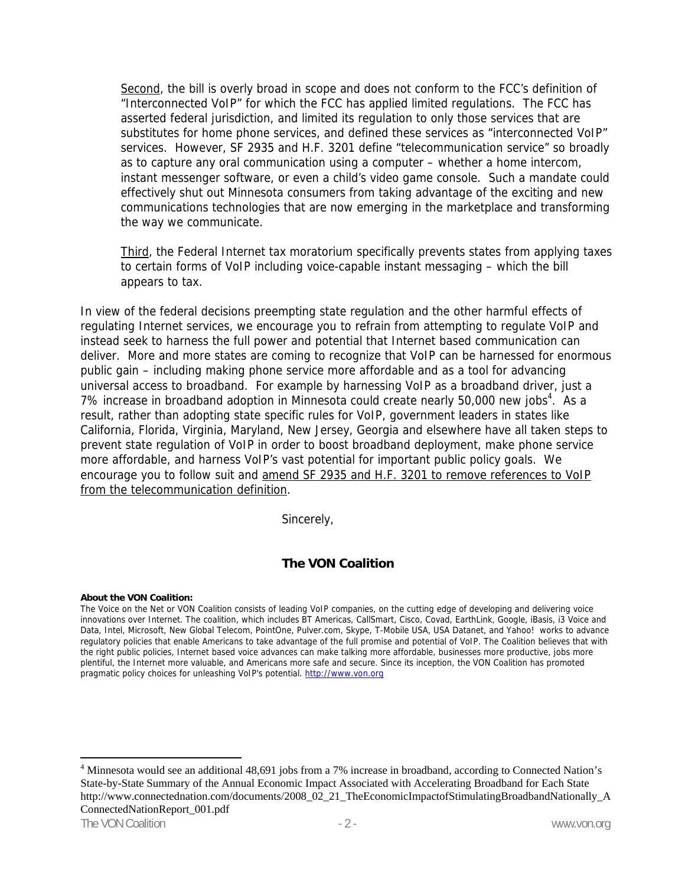Second, the bill is overly broad in scope and does not conform to the FCC's definition of "Interconnected VoIP" for which the FCC has applied limited regulations. The FCC has asserted federal jurisdiction, and limited its regulation to only those services that are substitutes for home phone services, and defined these services as "interconnected VoIP" services. However, SF 2935 and H.F. 3201 define "telecommunication service" so broadly as to capture any oral communication using a computer – whether a home intercom, instant messenger software, or even a child's video game console. Such a mandate could effectively shut out Minnesota consumers from taking advantage of the exciting and new communications technologies that are now emerging in the marketplace and transforming the way we communicate.

Third, the Federal Internet tax moratorium specifically prevents states from applying taxes to certain forms of VoIP including voice-capable instant messaging – which the bill appears to tax.

In view of the federal decisions preempting state regulation and the other harmful effects of regulating Internet services, we encourage you to refrain from attempting to regulate VoIP and instead seek to harness the full power and potential that Internet based communication can deliver. More and more states are coming to recognize that VoIP can be harnessed for enormous public gain – including making phone service more affordable and as a tool for advancing universal access to broadband. For example by harnessing VoIP as a broadband driver, just a 7% increase in broadband adoption in Minnesota could create nearly 50,000 new jobs[4]. As a result, rather than adopting state specific rules for VoIP, government leaders in states like California, Florida, Virginia, Maryland, New Jersey, Georgia and elsewhere have all taken steps to prevent state regulation of VoIP in order to boost broadband deployment, make phone service more affordable, and harness VoIP's vast potential for important public policy goals. We encourage you to follow suit and amend SF 2935 and H.F. 3201 to remove references to VoIP from the telecommunication definition.

Sincerely,

**The VON Coalition**

**About the VON Coalition:**

The Voice on the Net or VON Coalition consists of leading VoIP companies, on the cutting edge of developing and delivering voice innovations over Internet. The coalition, which includes BT Americas, CallSmart, Cisco, Covad, EarthLink, Google, iBasis, i3 Voice and Data, Intel, Microsoft, New Global Telecom, PointOne, Pulver.com, Skype, T-Mobile USA, USA Datanet, and Yahoo! works to advance regulatory policies that enable Americans to take advantage of the full promise and potential of VoIP. The Coalition believes that with the right public policies, Internet based voice advances can make talking more affordable, businesses more productive, jobs more plentiful, the Internet more valuable, and Americans more safe and secure. Since its inception, the VON Coalition has promoted pragmatic policy choices for unleashing VoIP's potential. http://www.von.org

[4] Minnesota would see an additional 48,691 jobs from a 7% increase in broadband, according to Connected Nation's State-by-State Summary of the Annual Economic Impact Associated with Accelerating Broadband for Each State http://www.connectednation.com/documents/2008_02_21_TheEconomicImpactofStimulatingBroadbandNationally_AConnectedNationReport_001.pdf